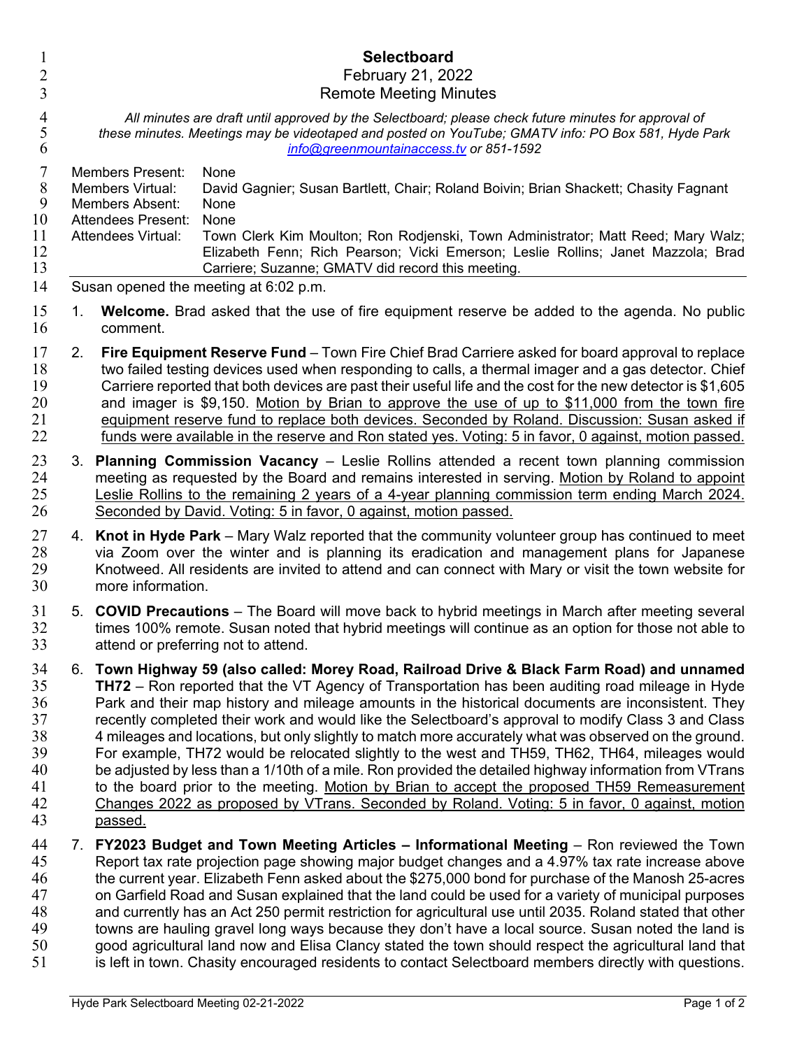# Selectboard

February 21, 2022

Remote Meeting Minutes

*All minutes are draft until approved by the Selectboard; please check future minutes for approval of these minutes. Meetings may be videotaped and posted on YouTube; GMATV info: PO Box 581, Hyde Park [info@greenmountainaccess.tv](mailto:info@greenmountainaccess.tv) or 851-1592*

| | |
|---|---|
| Members Present: | None |
| Members Virtual: | David Gagnier; Susan Bartlett, Chair; Roland Boivin; Brian Shackett; Chasity Fagnant |
| Members Absent: | None |
| Attendees Present: | None |
| Attendees Virtual: | Town Clerk Kim Moulton; Ron Rodjenski, Town Administrator; Matt Reed; Mary Walz; Elizabeth Fenn; Rich Pearson; Vicki Emerson; Leslie Rollins; Janet Mazzola; Brad Carriere; Suzanne; GMATV did record this meeting. |

Susan opened the meeting at 6:02 p.m.

1. **Welcome.** Brad asked that the use of fire equipment reserve be added to the agenda. No public comment.

2. **Fire Equipment Reserve Fund** – Town Fire Chief Brad Carriere asked for board approval to replace two failed testing devices used when responding to calls, a thermal imager and a gas detector. Chief Carriere reported that both devices are past their useful life and the cost for the new detector is $1,605 and imager is $9,150. <u>Motion by Brian to approve the use of up to $11,000 from the town fire equipment reserve fund to replace both devices. Seconded by Roland. Discussion: Susan asked if funds were available in the reserve and Ron stated yes. Voting: 5 in favor, 0 against, motion passed.</u>

3. **Planning Commission Vacancy** – Leslie Rollins attended a recent town planning commission meeting as requested by the Board and remains interested in serving. <u>Motion by Roland to appoint Leslie Rollins to the remaining 2 years of a 4-year planning commission term ending March 2024. Seconded by David. Voting: 5 in favor, 0 against, motion passed.</u>

4. **Knot in Hyde Park** – Mary Walz reported that the community volunteer group has continued to meet via Zoom over the winter and is planning its eradication and management plans for Japanese Knotweed. All residents are invited to attend and can connect with Mary or visit the town website for more information.

5. **COVID Precautions** – The Board will move back to hybrid meetings in March after meeting several times 100% remote. Susan noted that hybrid meetings will continue as an option for those not able to attend or preferring not to attend.

6. **Town Highway 59 (also called: Morey Road, Railroad Drive & Black Farm Road) and unnamed TH72** – Ron reported that the VT Agency of Transportation has been auditing road mileage in Hyde Park and their map history and mileage amounts in the historical documents are inconsistent. They recently completed their work and would like the Selectboard's approval to modify Class 3 and Class 4 mileages and locations, but only slightly to match more accurately what was observed on the ground. For example, TH72 would be relocated slightly to the west and TH59, TH62, TH64, mileages would be adjusted by less than a 1/10th of a mile. Ron provided the detailed highway information from VTrans to the board prior to the meeting. <u>Motion by Brian to accept the proposed TH59 Remeasurement Changes 2022 as proposed by VTrans. Seconded by Roland. Voting: 5 in favor, 0 against, motion passed.</u>

7. **FY2023 Budget and Town Meeting Articles – Informational Meeting** – Ron reviewed the Town Report tax rate projection page showing major budget changes and a 4.97% tax rate increase above the current year. Elizabeth Fenn asked about the $275,000 bond for purchase of the Manosh 25-acres on Garfield Road and Susan explained that the land could be used for a variety of municipal purposes and currently has an Act 250 permit restriction for agricultural use until 2035. Roland stated that other towns are hauling gravel long ways because they don't have a local source. Susan noted the land is good agricultural land now and Elisa Clancy stated the town should respect the agricultural land that is left in town. Chasity encouraged residents to contact Selectboard members directly with questions.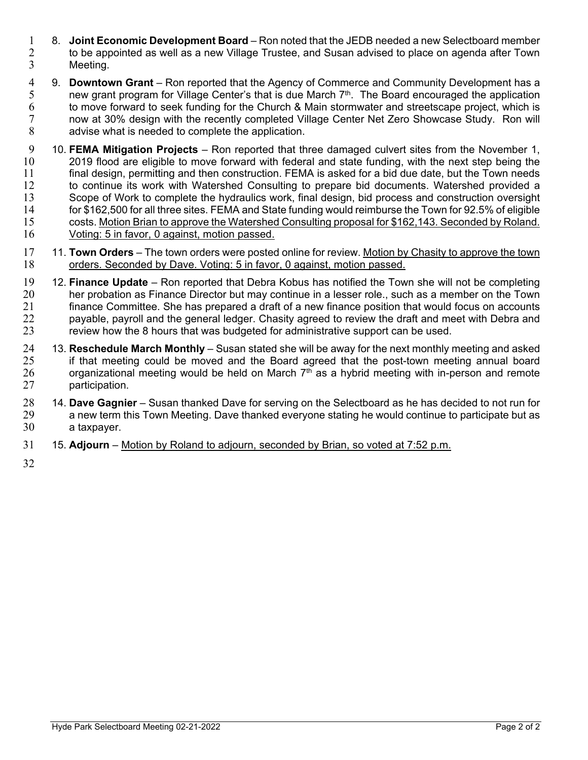8. **Joint Economic Development Board** – Ron noted that the JEDB needed a new Selectboard member to be appointed as well as a new Village Trustee, and Susan advised to place on agenda after Town Meeting.

9. **Downtown Grant** – Ron reported that the Agency of Commerce and Community Development has a new grant program for Village Center's that is due March 7th. The Board encouraged the application to move forward to seek funding for the Church & Main stormwater and streetscape project, which is now at 30% design with the recently completed Village Center Net Zero Showcase Study. Ron will advise what is needed to complete the application.

10. **FEMA Mitigation Projects** – Ron reported that three damaged culvert sites from the November 1, 2019 flood are eligible to move forward with federal and state funding, with the next step being the final design, permitting and then construction. FEMA is asked for a bid due date, but the Town needs to continue its work with Watershed Consulting to prepare bid documents. Watershed provided a Scope of Work to complete the hydraulics work, final design, bid process and construction oversight for $162,500 for all three sites. FEMA and State funding would reimburse the Town for 92.5% of eligible costs. Motion Brian to approve the Watershed Consulting proposal for $162,143. Seconded by Roland. Voting: 5 in favor, 0 against, motion passed.

11. **Town Orders** – The town orders were posted online for review. Motion by Chasity to approve the town orders. Seconded by Dave. Voting: 5 in favor, 0 against, motion passed.

12. **Finance Update** – Ron reported that Debra Kobus has notified the Town she will not be completing her probation as Finance Director but may continue in a lesser role., such as a member on the Town finance Committee. She has prepared a draft of a new finance position that would focus on accounts payable, payroll and the general ledger. Chasity agreed to review the draft and meet with Debra and review how the 8 hours that was budgeted for administrative support can be used.

13. **Reschedule March Monthly** – Susan stated she will be away for the next monthly meeting and asked if that meeting could be moved and the Board agreed that the post-town meeting annual board organizational meeting would be held on March 7th as a hybrid meeting with in-person and remote participation.

14. **Dave Gagnier** – Susan thanked Dave for serving on the Selectboard as he has decided to not run for a new term this Town Meeting. Dave thanked everyone stating he would continue to participate but as a taxpayer.

15. **Adjourn** – Motion by Roland to adjourn, seconded by Brian, so voted at 7:52 p.m.